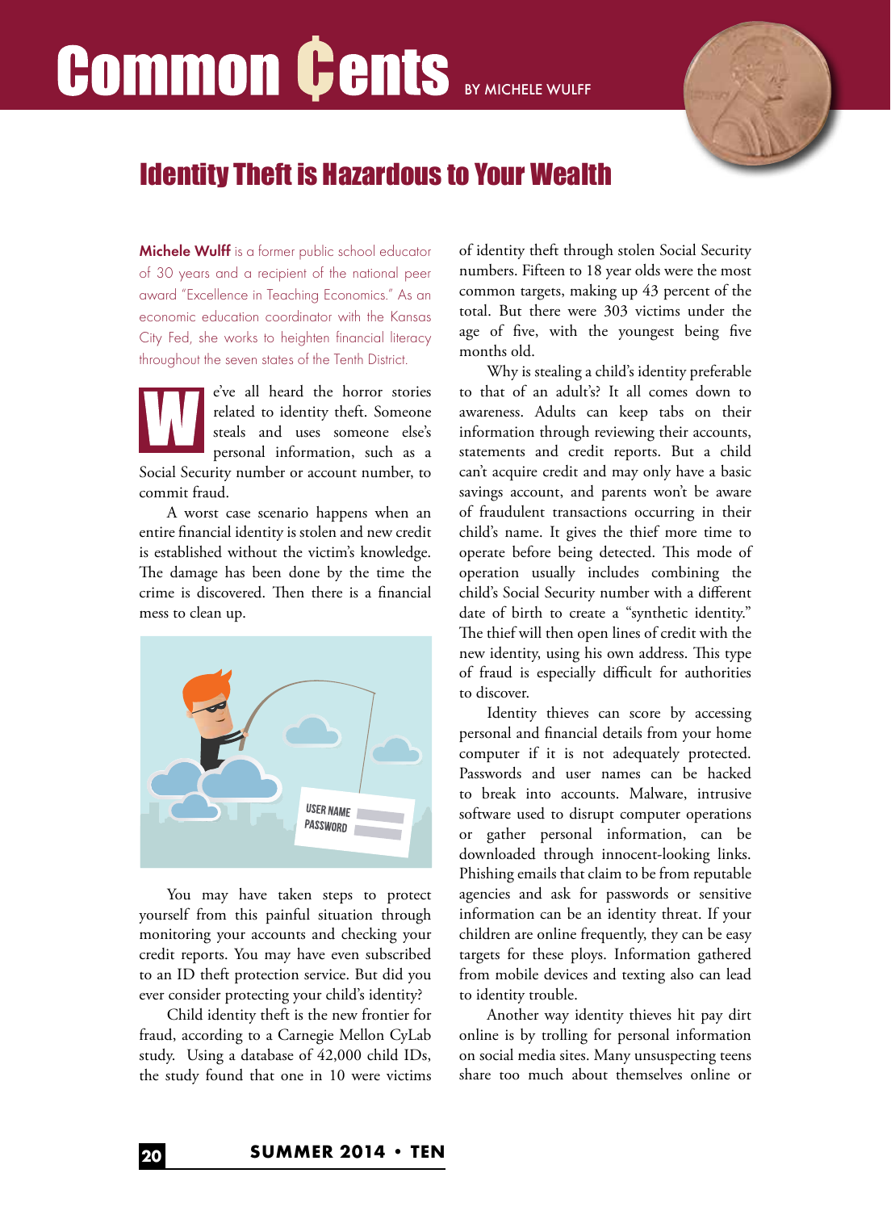# Common ¢ents

BY MICHELE WULFF

## Identity Theft is Hazardous to Your Wealth

**Michele Wulff** is a former public school educator of 30 years and a recipient of the national peer award "Excellence in Teaching Economics." As an economic education coordinator with the Kansas City Fed, she works to heighten financial literacy throughout the seven states of the Tenth District.

We've all heard the horror stories related to identity theft. Someone steals and uses someone else's personal information, such as a Social Security number or account number, to commit fraud.

A worst case scenario happens when an entire financial identity is stolen and new credit is established without the victim's knowledge. The damage has been done by the time the crime is discovered. Then there is a financial mess to clean up.

You may have taken steps to protect yourself from this painful situation through monitoring your accounts and checking your credit reports. You may have even subscribed to an ID theft protection service. But did you ever consider protecting your child's identity?

Child identity theft is the new frontier for fraud, according to a Carnegie Mellon CyLab study. Using a database of 42,000 child IDs, the study found that one in 10 were victims of identity theft through stolen Social Security numbers. Fifteen to 18 year olds were the most common targets, making up 43 percent of the total. But there were 303 victims under the age of five, with the youngest being five months old.

Why is stealing a child's identity preferable to that of an adult's? It all comes down to awareness. Adults can keep tabs on their information through reviewing their accounts, statements and credit reports. But a child can't acquire credit and may only have a basic savings account, and parents won't be aware of fraudulent transactions occurring in their child's name. It gives the thief more time to operate before being detected. This mode of operation usually includes combining the child's Social Security number with a different date of birth to create a "synthetic identity." The thief will then open lines of credit with the new identity, using his own address. This type of fraud is especially difficult for authorities to discover.

Identity thieves can score by accessing personal and financial details from your home computer if it is not adequately protected. Passwords and user names can be hacked to break into accounts. Malware, intrusive software used to disrupt computer operations or gather personal information, can be downloaded through innocent-looking links. Phishing emails that claim to be from reputable agencies and ask for passwords or sensitive information can be an identity threat. If your children are online frequently, they can be easy targets for these ploys. Information gathered from mobile devices and texting also can lead to identity trouble.

Another way identity thieves hit pay dirt online is by trolling for personal information on social media sites. Many unsuspecting teens share too much about themselves online or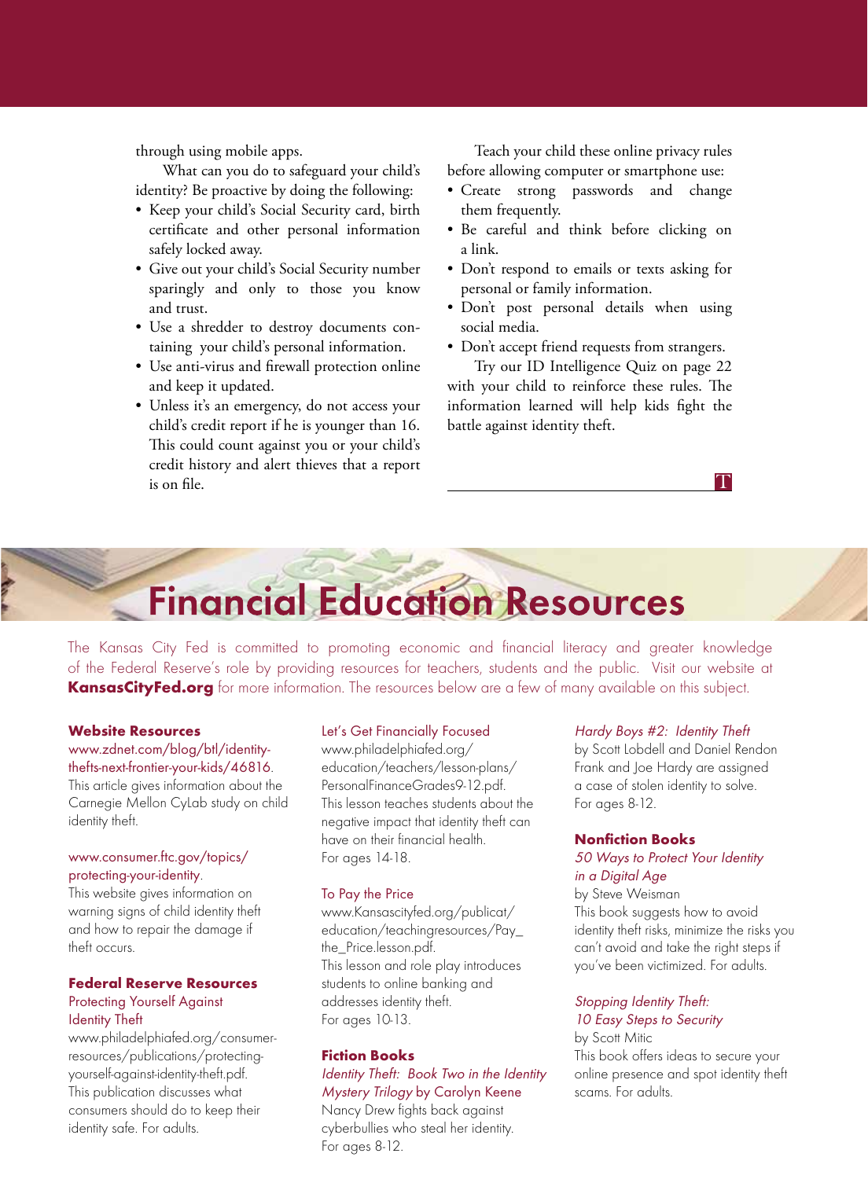through using mobile apps.

What can you do to safeguard your child's identity? Be proactive by doing the following:

- Keep your child's Social Security card, birth certificate and other personal information safely locked away.
- Give out your child's Social Security number sparingly and only to those you know and trust.
- Use a shredder to destroy documents containing your child's personal information.
- Use anti-virus and firewall protection online and keep it updated.
- Unless it's an emergency, do not access your child's credit report if he is younger than 16. This could count against you or your child's credit history and alert thieves that a report is on file.

Teach your child these online privacy rules before allowing computer or smartphone use:

- Create strong passwords and change them frequently.
- Be careful and think before clicking on a link.
- Don't respond to emails or texts asking for personal or family information.
- Don't post personal details when using social media.
- Don't accept friend requests from strangers.

Try our ID Intelligence Quiz on page 22 with your child to reinforce these rules. The information learned will help kids fight the battle against identity theft.

# Financial Education Resources

The Kansas City Fed is committed to promoting economic and financial literacy and greater knowledge of the Federal Reserve's role by providing resources for teachers, students and the public. Visit our website at **KansasCityFed.org** for more information. The resources below are a few of many available on this subject.

### Website Resources

www.zdnet.com/blog/btl/identity-thefts-next-frontier-your-kids/46816.
This article gives information about the Carnegie Mellon CyLab study on child identity theft.

www.consumer.ftc.gov/topics/protecting-your-identity.
This website gives information on warning signs of child identity theft and how to repair the damage if theft occurs.

### Federal Reserve Resources

Protecting Yourself Against Identity Theft
www.philadelphiafed.org/consumer-resources/publications/protecting-yourself-against-identity-theft.pdf.
This publication discusses what consumers should do to keep their identity safe. For adults.

Let's Get Financially Focused
www.philadelphiafed.org/education/teachers/lesson-plans/PersonalFinanceGrades9-12.pdf.
This lesson teaches students about the negative impact that identity theft can have on their financial health.
For ages 14-18.

To Pay the Price
www.Kansascityfed.org/publicat/education/teachingresources/Pay_the_Price.lesson.pdf.
This lesson and role play introduces students to online banking and addresses identity theft.
For ages 10-13.

### Fiction Books

*Identity Theft: Book Two in the Identity Mystery Trilogy* by Carolyn Keene
Nancy Drew fights back against cyberbullies who steal her identity.
For ages 8-12.

*Hardy Boys #2: Identity Theft*
by Scott Lobdell and Daniel Rendon
Frank and Joe Hardy are assigned a case of stolen identity to solve.
For ages 8-12.

### Nonfiction Books

*50 Ways to Protect Your Identity in a Digital Age*
by Steve Weisman
This book suggests how to avoid identity theft risks, minimize the risks you can't avoid and take the right steps if you've been victimized. For adults.

*Stopping Identity Theft: 10 Easy Steps to Security*
by Scott Mitic
This book offers ideas to secure your online presence and spot identity theft scams. For adults.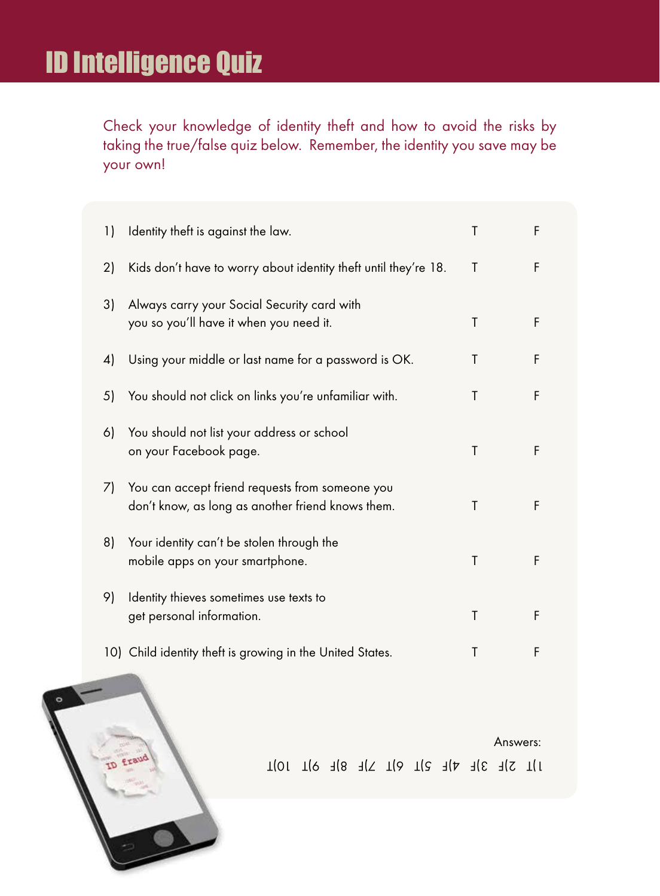# ID Intelligence Quiz

Check your knowledge of identity theft and how to avoid the risks by taking the true/false quiz below. Remember, the identity you save may be your own!

| | | | |
|---|---|---|---|
| 1) | Identity theft is against the law. | T | F |
| 2) | Kids don't have to worry about identity theft until they're 18. | T | F |
| 3) | Always carry your Social Security card with you so you'll have it when you need it. | T | F |
| 4) | Using your middle or last name for a password is OK. | T | F |
| 5) | You should not click on links you're unfamiliar with. | T | F |
| 6) | You should not list your address or school on your Facebook page. | T | F |
| 7) | You can accept friend requests from someone you don't know, as long as another friend knows them. | T | F |
| 8) | Your identity can't be stolen through the mobile apps on your smartphone. | T | F |
| 9) | Identity thieves sometimes use texts to get personal information. | T | F |
| 10) | Child identity theft is growing in the United States. | T | F |

Answers:

1)T 2)F 3)F 4)F 5)T 6)T 7)F 8)F 9)T 10)T